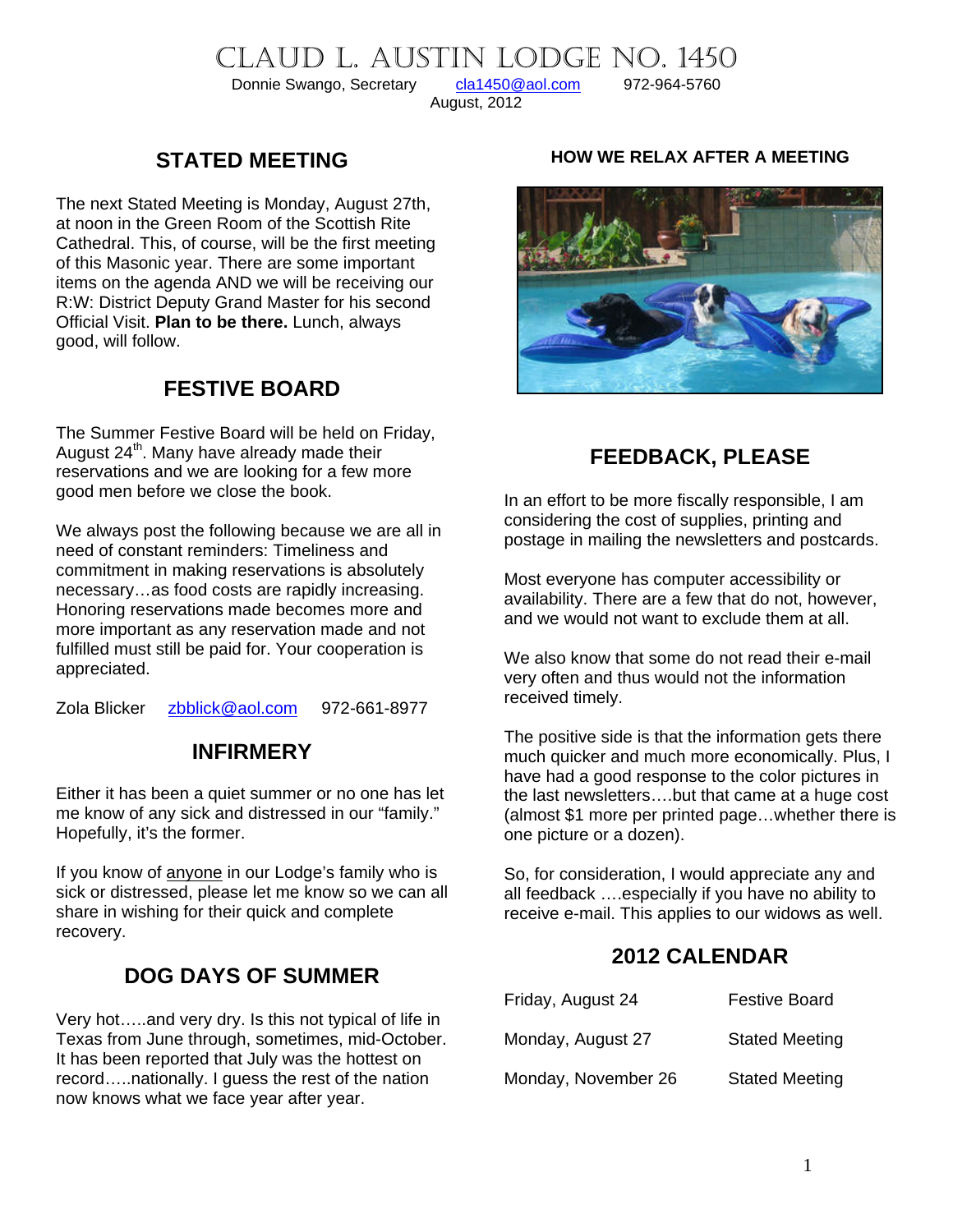# CLAUD L. AUSTIN LODGE NO. 1450

Donnie Swango, Secretary    cla1450@aol.com    972-964-5760

August, 2012

## STATED MEETING

The next Stated Meeting is Monday, August 27th, at noon in the Green Room of the Scottish Rite Cathedral. This, of course, will be the first meeting of this Masonic year. There are some important items on the agenda AND we will be receiving our R:W: District Deputy Grand Master for his second Official Visit. **Plan to be there.** Lunch, always good, will follow.

## FESTIVE BOARD

The Summer Festive Board will be held on Friday, August 24th. Many have already made their reservations and we are looking for a few more good men before we close the book.

We always post the following because we are all in need of constant reminders: Timeliness and commitment in making reservations is absolutely necessary…as food costs are rapidly increasing. Honoring reservations made becomes more and more important as any reservation made and not fulfilled must still be paid for. Your cooperation is appreciated.

Zola Blicker    zbblick@aol.com    972-661-8977

## INFIRMERY

Either it has been a quiet summer or no one has let me know of any sick and distressed in our "family." Hopefully, it's the former.

If you know of anyone in our Lodge's family who is sick or distressed, please let me know so we can all share in wishing for their quick and complete recovery.

## DOG DAYS OF SUMMER

Very hot…..and very dry. Is this not typical of life in Texas from June through, sometimes, mid-October. It has been reported that July was the hottest on record…..nationally. I guess the rest of the nation now knows what we face year after year.

**HOW WE RELAX AFTER A MEETING**

## FEEDBACK, PLEASE

In an effort to be more fiscally responsible, I am considering the cost of supplies, printing and postage in mailing the newsletters and postcards.

Most everyone has computer accessibility or availability. There are a few that do not, however, and we would not want to exclude them at all.

We also know that some do not read their e-mail very often and thus would not the information received timely.

The positive side is that the information gets there much quicker and much more economically. Plus, I have had a good response to the color pictures in the last newsletters….but that came at a huge cost (almost $1 more per printed page…whether there is one picture or a dozen).

So, for consideration, I would appreciate any and all feedback ….especially if you have no ability to receive e-mail. This applies to our widows as well.

## 2012 CALENDAR

| | |
|---|---|
| Friday, August 24 | Festive Board |
| Monday, August 27 | Stated Meeting |
| Monday, November 26 | Stated Meeting |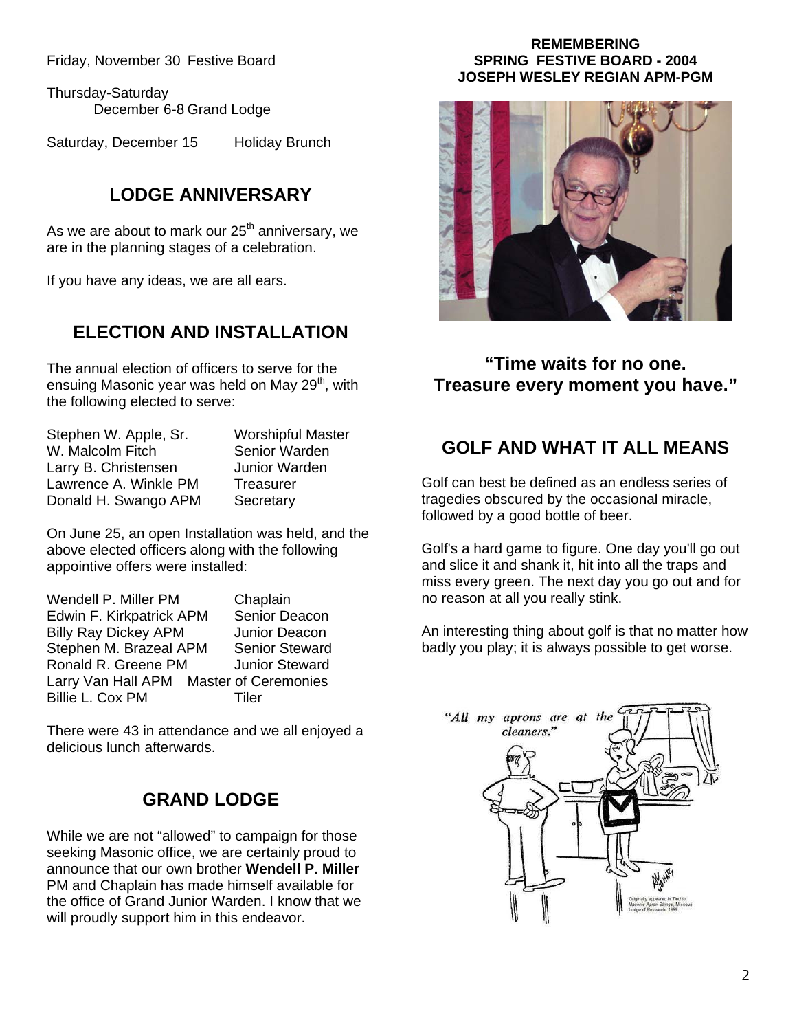Friday, November 30 Festive Board

Thursday-Saturday
December 6-8 Grand Lodge

Saturday, December 15 Holiday Brunch

## LODGE ANNIVERSARY

As we are about to mark our 25th anniversary, we are in the planning stages of a celebration.

If you have any ideas, we are all ears.

## ELECTION AND INSTALLATION

The annual election of officers to serve for the ensuing Masonic year was held on May 29th, with the following elected to serve:

| | |
|---|---|
| Stephen W. Apple, Sr. | Worshipful Master |
| W. Malcolm Fitch | Senior Warden |
| Larry B. Christensen | Junior Warden |
| Lawrence A. Winkle PM | Treasurer |
| Donald H. Swango APM | Secretary |

On June 25, an open Installation was held, and the above elected officers along with the following appointive offers were installed:

| | |
|---|---|
| Wendell P. Miller PM | Chaplain |
| Edwin F. Kirkpatrick APM | Senior Deacon |
| Billy Ray Dickey APM | Junior Deacon |
| Stephen M. Brazeal APM | Senior Steward |
| Ronald R. Greene PM | Junior Steward |
| Larry Van Hall APM | Master of Ceremonies |
| Billie L. Cox PM | Tiler |

There were 43 in attendance and we all enjoyed a delicious lunch afterwards.

## GRAND LODGE

While we are not "allowed" to campaign for those seeking Masonic office, we are certainly proud to announce that our own brother **Wendell P. Miller** PM and Chaplain has made himself available for the office of Grand Junior Warden. I know that we will proudly support him in this endeavor.

**REMEMBERING**
**SPRING FESTIVE BOARD - 2004**
**JOSEPH WESLEY REGIAN APM-PGM**

### "Time waits for no one. Treasure every moment you have."

## GOLF AND WHAT IT ALL MEANS

Golf can best be defined as an endless series of tragedies obscured by the occasional miracle, followed by a good bottle of beer.

Golf's a hard game to figure. One day you'll go out and slice it and shank it, hit into all the traps and miss every green. The next day you go out and for no reason at all you really stink.

An interesting thing about golf is that no matter how badly you play; it is always possible to get worse.